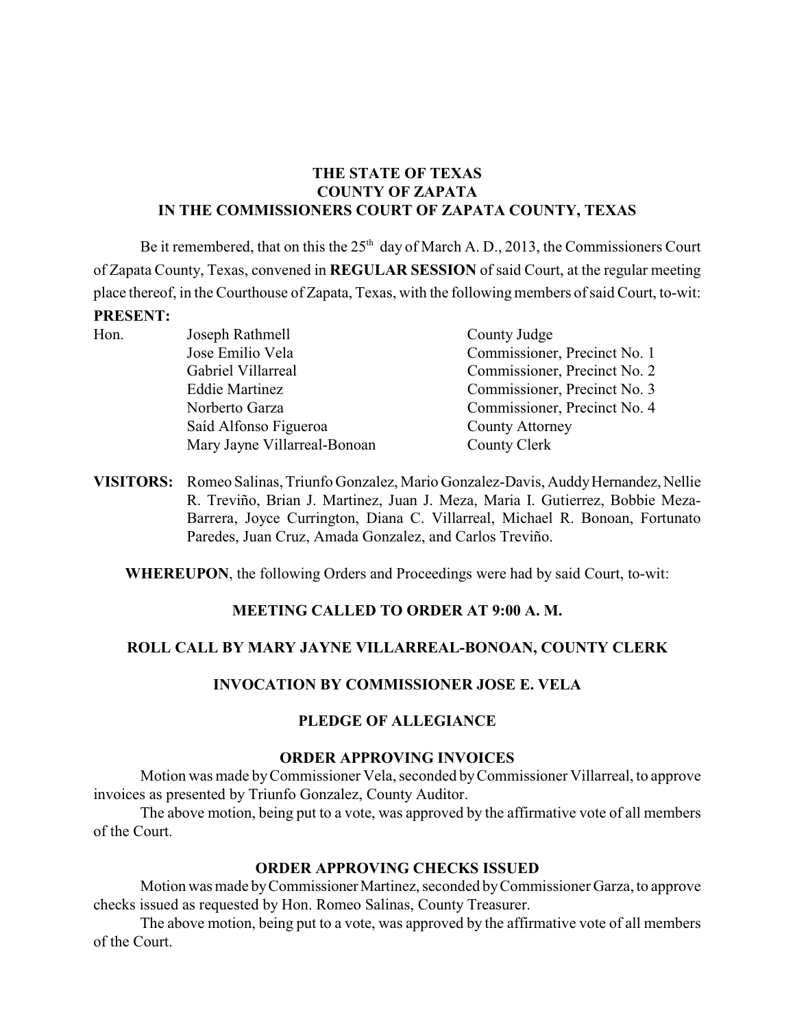**THE STATE OF TEXAS**
**COUNTY OF ZAPATA**
**IN THE COMMISSIONERS COURT OF ZAPATA COUNTY, TEXAS**

Be it remembered, that on this the 25th day of March A. D., 2013, the Commissioners Court of Zapata County, Texas, convened in **REGULAR SESSION** of said Court, at the regular meeting place thereof, in the Courthouse of Zapata, Texas, with the following members of said Court, to-wit:

**PRESENT:**

| | | |
|---|---|---|
| Hon. | Joseph Rathmell | County Judge |
| | Jose Emilio Vela | Commissioner, Precinct No. 1 |
| | Gabriel Villarreal | Commissioner, Precinct No. 2 |
| | Eddie Martinez | Commissioner, Precinct No. 3 |
| | Norberto Garza | Commissioner, Precinct No. 4 |
| | Saíd Alfonso Figueroa | County Attorney |
| | Mary Jayne Villarreal-Bonoan | County Clerk |

**VISITORS:** Romeo Salinas, Triunfo Gonzalez, Mario Gonzalez-Davis, Auddy Hernandez, Nellie R. Treviño, Brian J. Martinez, Juan J. Meza, Maria I. Gutierrez, Bobbie Meza-Barrera, Joyce Currington, Diana C. Villarreal, Michael R. Bonoan, Fortunato Paredes, Juan Cruz, Amada Gonzalez, and Carlos Treviño.

**WHEREUPON**, the following Orders and Proceedings were had by said Court, to-wit:

**MEETING CALLED TO ORDER AT 9:00 A. M.**

**ROLL CALL BY MARY JAYNE VILLARREAL-BONOAN, COUNTY CLERK**

**INVOCATION BY COMMISSIONER JOSE E. VELA**

**PLEDGE OF ALLEGIANCE**

**ORDER APPROVING INVOICES**

Motion was made by Commissioner Vela, seconded by Commissioner Villarreal, to approve invoices as presented by Triunfo Gonzalez, County Auditor.

The above motion, being put to a vote, was approved by the affirmative vote of all members of the Court.

**ORDER APPROVING CHECKS ISSUED**

Motion was made by Commissioner Martinez, seconded by Commissioner Garza, to approve checks issued as requested by Hon. Romeo Salinas, County Treasurer.

The above motion, being put to a vote, was approved by the affirmative vote of all members of the Court.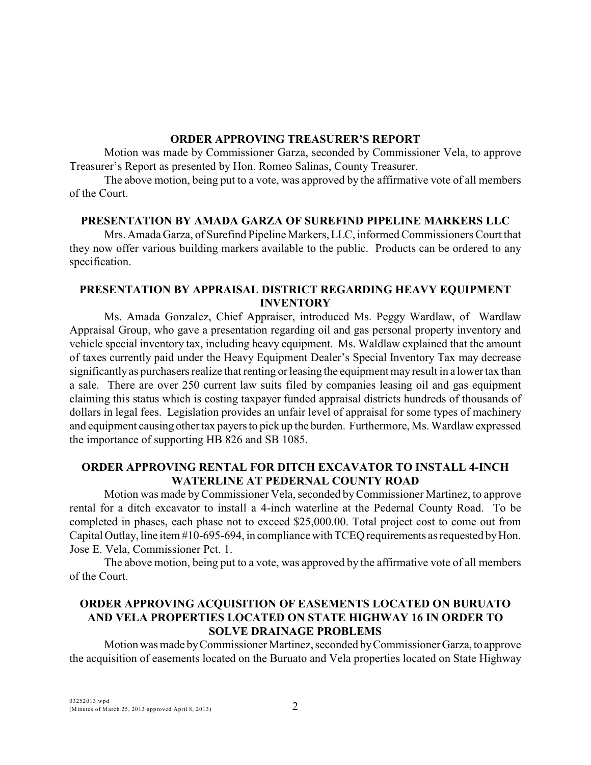**ORDER APPROVING TREASURER'S REPORT**

Motion was made by Commissioner Garza, seconded by Commissioner Vela, to approve Treasurer's Report as presented by Hon. Romeo Salinas, County Treasurer.

The above motion, being put to a vote, was approved by the affirmative vote of all members of the Court.

**PRESENTATION BY AMADA GARZA OF SUREFIND PIPELINE MARKERS LLC**

Mrs. Amada Garza, of Surefind Pipeline Markers, LLC, informed Commissioners Court that they now offer various building markers available to the public. Products can be ordered to any specification.

**PRESENTATION BY APPRAISAL DISTRICT REGARDING HEAVY EQUIPMENT INVENTORY**

Ms. Amada Gonzalez, Chief Appraiser, introduced Ms. Peggy Wardlaw, of Wardlaw Appraisal Group, who gave a presentation regarding oil and gas personal property inventory and vehicle special inventory tax, including heavy equipment. Ms. Waldlaw explained that the amount of taxes currently paid under the Heavy Equipment Dealer's Special Inventory Tax may decrease significantly as purchasers realize that renting or leasing the equipment may result in a lower tax than a sale. There are over 250 current law suits filed by companies leasing oil and gas equipment claiming this status which is costing taxpayer funded appraisal districts hundreds of thousands of dollars in legal fees. Legislation provides an unfair level of appraisal for some types of machinery and equipment causing other tax payers to pick up the burden. Furthermore, Ms. Wardlaw expressed the importance of supporting HB 826 and SB 1085.

**ORDER APPROVING RENTAL FOR DITCH EXCAVATOR TO INSTALL 4-INCH WATERLINE AT PEDERNAL COUNTY ROAD**

Motion was made by Commissioner Vela, seconded by Commissioner Martinez, to approve rental for a ditch excavator to install a 4-inch waterline at the Pedernal County Road. To be completed in phases, each phase not to exceed $25,000.00. Total project cost to come out from Capital Outlay, line item #10-695-694, in compliance with TCEQ requirements as requested by Hon. Jose E. Vela, Commissioner Pct. 1.

The above motion, being put to a vote, was approved by the affirmative vote of all members of the Court.

**ORDER APPROVING ACQUISITION OF EASEMENTS LOCATED ON BURUATO AND VELA PROPERTIES LOCATED ON STATE HIGHWAY 16 IN ORDER TO SOLVE DRAINAGE PROBLEMS**

Motion was made by Commissioner Martinez, seconded by Commissioner Garza, to approve the acquisition of easements located on the Buruato and Vela properties located on State Highway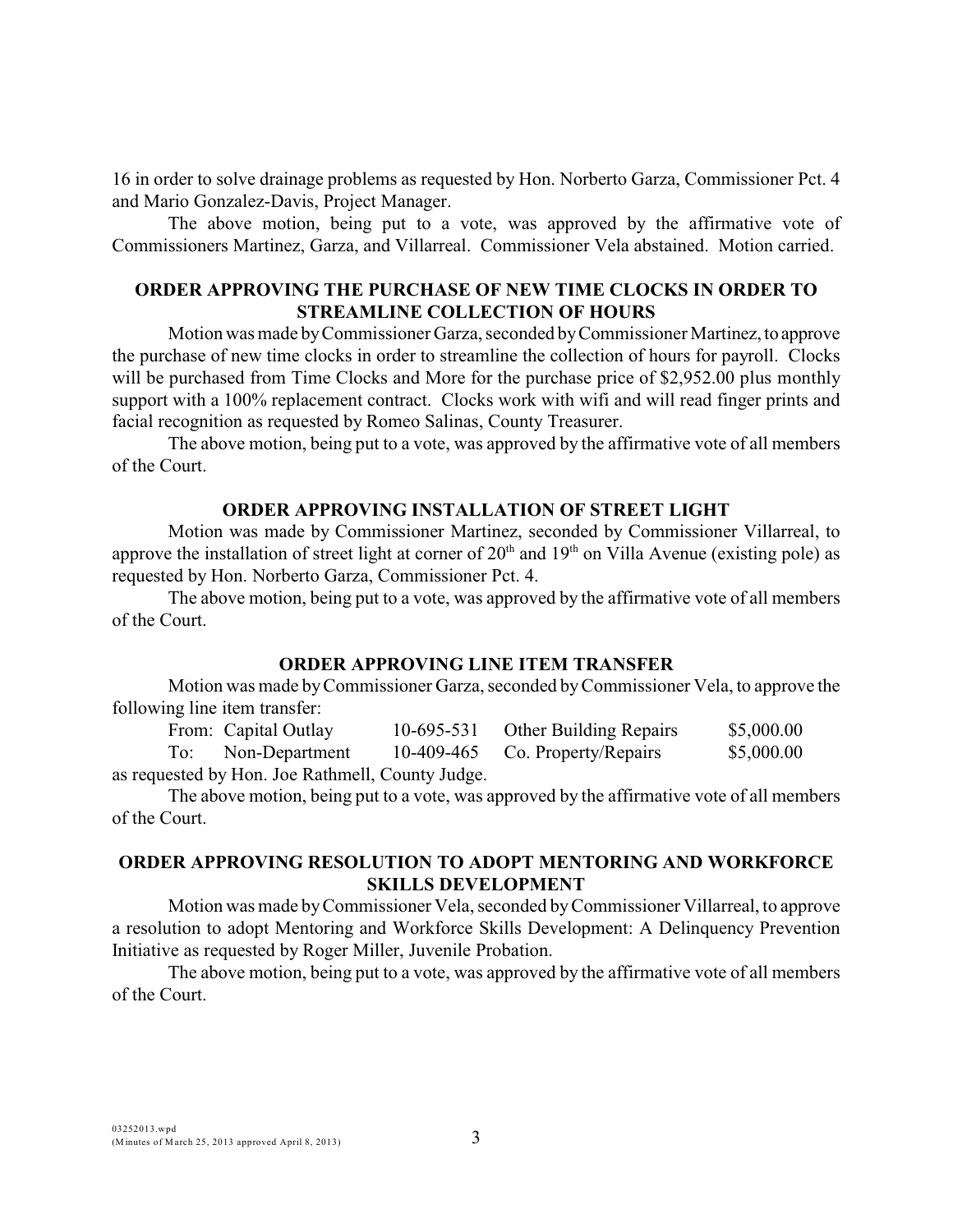16 in order to solve drainage problems as requested by Hon. Norberto Garza, Commissioner Pct. 4 and Mario Gonzalez-Davis, Project Manager.

The above motion, being put to a vote, was approved by the affirmative vote of Commissioners Martinez, Garza, and Villarreal. Commissioner Vela abstained. Motion carried.

## ORDER APPROVING THE PURCHASE OF NEW TIME CLOCKS IN ORDER TO STREAMLINE COLLECTION OF HOURS

Motion was made by Commissioner Garza, seconded by Commissioner Martinez, to approve the purchase of new time clocks in order to streamline the collection of hours for payroll. Clocks will be purchased from Time Clocks and More for the purchase price of $2,952.00 plus monthly support with a 100% replacement contract. Clocks work with wifi and will read finger prints and facial recognition as requested by Romeo Salinas, County Treasurer.

The above motion, being put to a vote, was approved by the affirmative vote of all members of the Court.

## ORDER APPROVING INSTALLATION OF STREET LIGHT

Motion was made by Commissioner Martinez, seconded by Commissioner Villarreal, to approve the installation of street light at corner of 20th and 19th on Villa Avenue (existing pole) as requested by Hon. Norberto Garza, Commissioner Pct. 4.

The above motion, being put to a vote, was approved by the affirmative vote of all members of the Court.

## ORDER APPROVING LINE ITEM TRANSFER

Motion was made by Commissioner Garza, seconded by Commissioner Vela, to approve the following line item transfer:

| | | | | |
|---|---|---|---|---|
| From: | Capital Outlay | 10-695-531 | Other Building Repairs | $5,000.00 |
| To: | Non-Department | 10-409-465 | Co. Property/Repairs | $5,000.00 |

as requested by Hon. Joe Rathmell, County Judge.

The above motion, being put to a vote, was approved by the affirmative vote of all members of the Court.

## ORDER APPROVING RESOLUTION TO ADOPT MENTORING AND WORKFORCE SKILLS DEVELOPMENT

Motion was made by Commissioner Vela, seconded by Commissioner Villarreal, to approve a resolution to adopt Mentoring and Workforce Skills Development: A Delinquency Prevention Initiative as requested by Roger Miller, Juvenile Probation.

The above motion, being put to a vote, was approved by the affirmative vote of all members of the Court.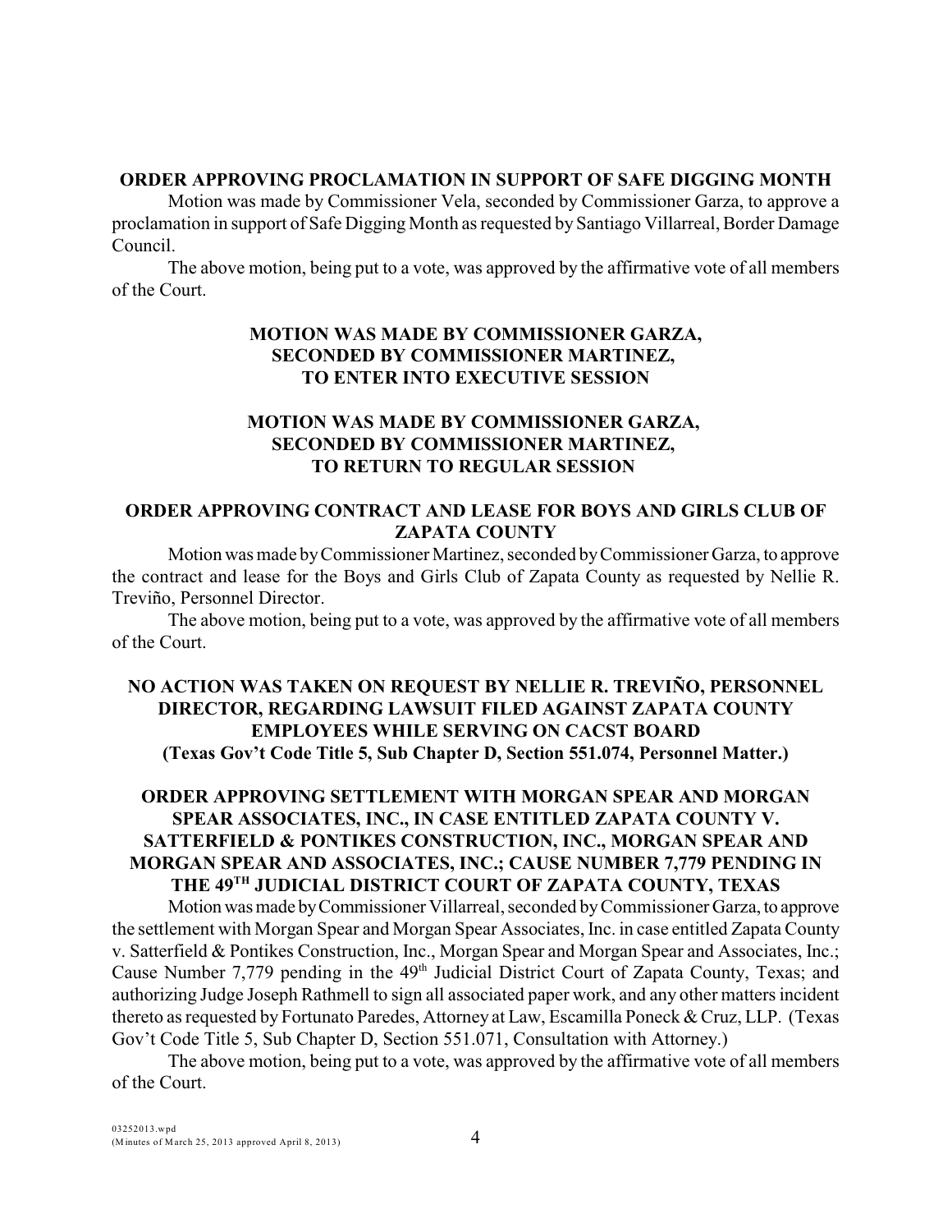**ORDER APPROVING PROCLAMATION IN SUPPORT OF SAFE DIGGING MONTH**

Motion was made by Commissioner Vela, seconded by Commissioner Garza, to approve a proclamation in support of Safe Digging Month as requested by Santiago Villarreal, Border Damage Council.

The above motion, being put to a vote, was approved by the affirmative vote of all members of the Court.

**MOTION WAS MADE BY COMMISSIONER GARZA, SECONDED BY COMMISSIONER MARTINEZ, TO ENTER INTO EXECUTIVE SESSION**

**MOTION WAS MADE BY COMMISSIONER GARZA, SECONDED BY COMMISSIONER MARTINEZ, TO RETURN TO REGULAR SESSION**

**ORDER APPROVING CONTRACT AND LEASE FOR BOYS AND GIRLS CLUB OF ZAPATA COUNTY**

Motion was made by Commissioner Martinez, seconded by Commissioner Garza, to approve the contract and lease for the Boys and Girls Club of Zapata County as requested by Nellie R. Treviño, Personnel Director.

The above motion, being put to a vote, was approved by the affirmative vote of all members of the Court.

**NO ACTION WAS TAKEN ON REQUEST BY NELLIE R. TREVIÑO, PERSONNEL DIRECTOR, REGARDING LAWSUIT FILED AGAINST ZAPATA COUNTY EMPLOYEES WHILE SERVING ON CACST BOARD (Texas Gov't Code Title 5, Sub Chapter D, Section 551.074, Personnel Matter.)**

**ORDER APPROVING SETTLEMENT WITH MORGAN SPEAR AND MORGAN SPEAR ASSOCIATES, INC., IN CASE ENTITLED ZAPATA COUNTY V. SATTERFIELD & PONTIKES CONSTRUCTION, INC., MORGAN SPEAR AND MORGAN SPEAR AND ASSOCIATES, INC.; CAUSE NUMBER 7,779 PENDING IN THE 49TH JUDICIAL DISTRICT COURT OF ZAPATA COUNTY, TEXAS**

Motion was made by Commissioner Villarreal, seconded by Commissioner Garza, to approve the settlement with Morgan Spear and Morgan Spear Associates, Inc. in case entitled Zapata County v. Satterfield & Pontikes Construction, Inc., Morgan Spear and Morgan Spear and Associates, Inc.; Cause Number 7,779 pending in the 49th Judicial District Court of Zapata County, Texas; and authorizing Judge Joseph Rathmell to sign all associated paper work, and any other matters incident thereto as requested by Fortunato Paredes, Attorney at Law, Escamilla Poneck & Cruz, LLP. (Texas Gov't Code Title 5, Sub Chapter D, Section 551.071, Consultation with Attorney.)

The above motion, being put to a vote, was approved by the affirmative vote of all members of the Court.

03252013.wpd
(Minutes of March 25, 2013 approved April 8, 2013)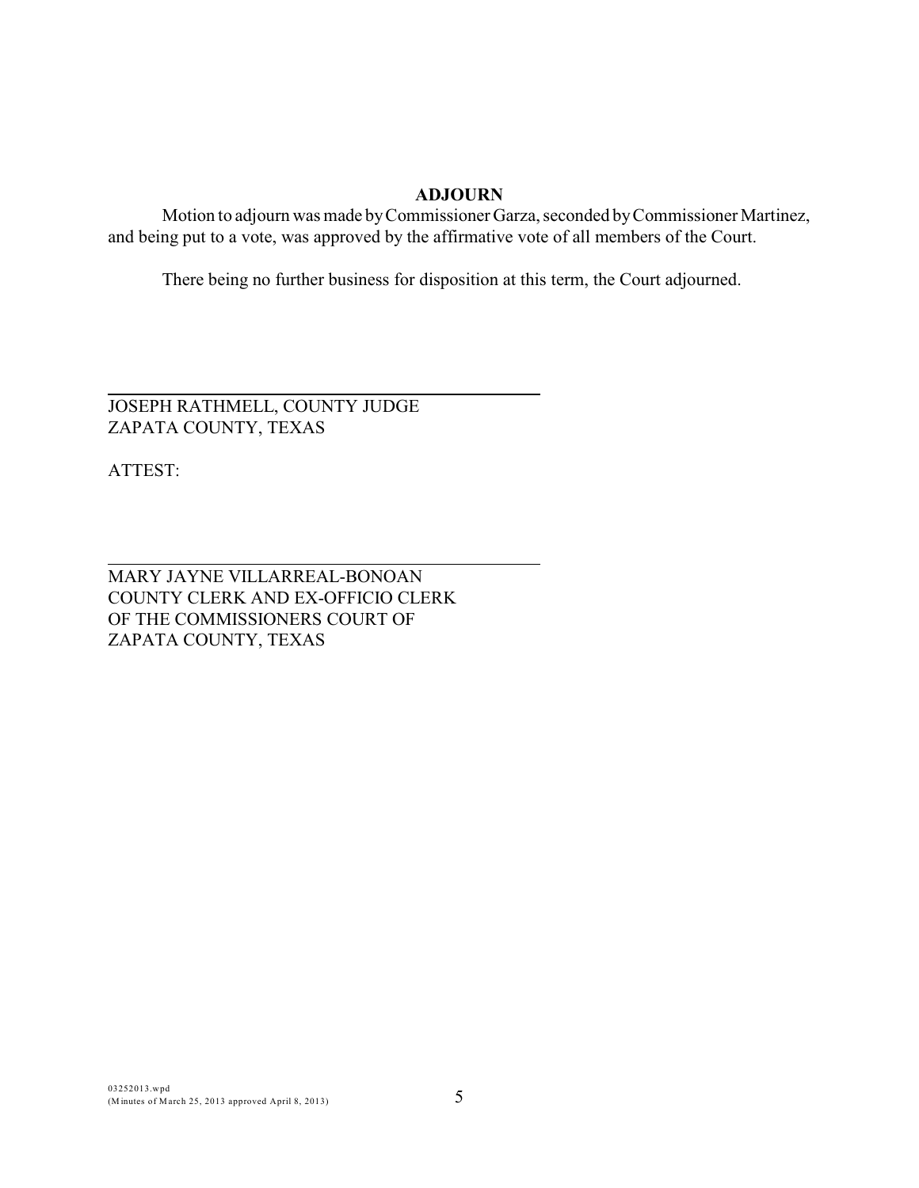## ADJOURN

Motion to adjourn was made by Commissioner Garza, seconded by Commissioner Martinez, and being put to a vote, was approved by the affirmative vote of all members of the Court.

There being no further business for disposition at this term, the Court adjourned.

\_\_\_\_\_\_\_\_\_\_\_\_\_\_\_\_\_\_\_\_\_\_\_\_\_\_\_\_\_\_\_\_\_\_\_\_\_\_\_\_

JOSEPH RATHMELL, COUNTY JUDGE
ZAPATA COUNTY, TEXAS

ATTEST:

\_\_\_\_\_\_\_\_\_\_\_\_\_\_\_\_\_\_\_\_\_\_\_\_\_\_\_\_\_\_\_\_\_\_\_\_\_\_\_\_

MARY JAYNE VILLARREAL-BONOAN
COUNTY CLERK AND EX-OFFICIO CLERK
OF THE COMMISSIONERS COURT OF
ZAPATA COUNTY, TEXAS

03252013.wpd
(Minutes of March 25, 2013 approved April 8, 2013)